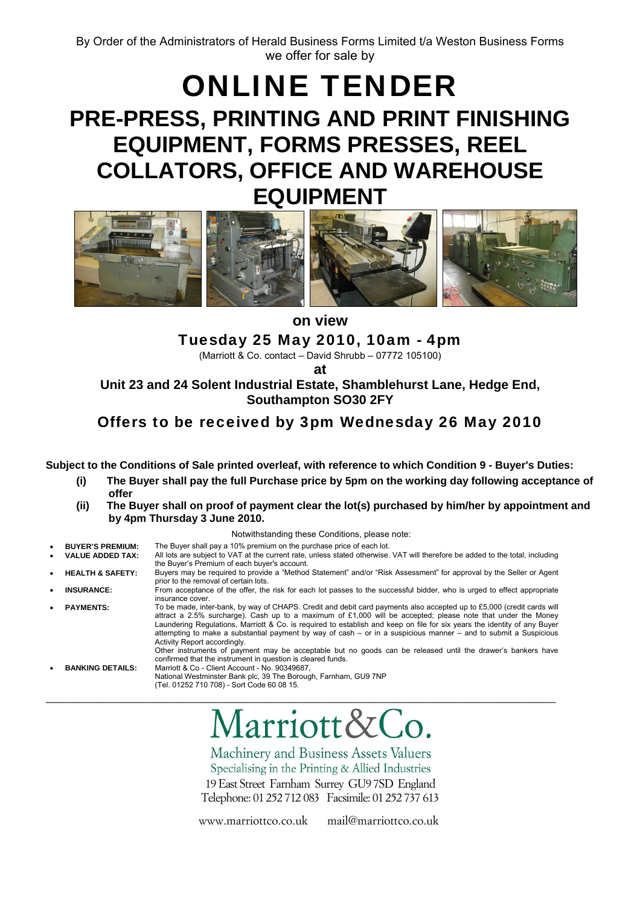By Order of the Administrators of Herald Business Forms Limited t/a Weston Business Forms we offer for sale by

# ONLINE TENDER

## PRE-PRESS, PRINTING AND PRINT FINISHING EQUIPMENT, FORMS PRESSES, REEL COLLATORS, OFFICE AND WAREHOUSE EQUIPMENT

**on view**

**Tuesday 25 May 2010, 10am - 4pm**

(Marriott & Co. contact – David Shrubb – 07772 105100)

**at**

**Unit 23 and 24 Solent Industrial Estate, Shamblehurst Lane, Hedge End, Southampton SO30 2FY**

**Offers to be received by 3pm Wednesday 26 May 2010**

**Subject to the Conditions of Sale printed overleaf, with reference to which Condition 9 - Buyer's Duties:**

**(i) The Buyer shall pay the full Purchase price by 5pm on the working day following acceptance of offer**

**(ii) The Buyer shall on proof of payment clear the lot(s) purchased by him/her by appointment and by 4pm Thursday 3 June 2010.**

Notwithstanding these Conditions, please note:

- **BUYER'S PREMIUM:** The Buyer shall pay a 10% premium on the purchase price of each lot.
- **VALUE ADDED TAX:** All lots are subject to VAT at the current rate, unless stated otherwise. VAT will therefore be added to the total, including the Buyer's Premium of each buyer's account.
- **HEALTH & SAFETY:** Buyers may be required to provide a "Method Statement" and/or "Risk Assessment" for approval by the Seller or Agent prior to the removal of certain lots.
- **INSURANCE:** From acceptance of the offer, the risk for each lot passes to the successful bidder, who is urged to effect appropriate insurance cover.
- **PAYMENTS:** To be made, inter-bank, by way of CHAPS. Credit and debit card payments also accepted up to £5,000 (credit cards will attract a 2.5% surcharge). Cash up to a maximum of £1,000 will be accepted; please note that under the Money Laundering Regulations, Marriott & Co. is required to establish and keep on file for six years the identity of any Buyer attempting to make a substantial payment by way of cash – or in a suspicious manner – and to submit a Suspicious Activity Report accordingly.
  Other instruments of payment may be acceptable but no goods can be released until the drawer's bankers have confirmed that the instrument in question is cleared funds.
- **BANKING DETAILS:** Marriott & Co - Client Account - No. 90349687,
  National Westminster Bank plc, 39 The Borough, Farnham, GU9 7NP
  (Tel. 01252 710 708) - Sort Code 60 08 15.

---

# Marriott&Co.

Machinery and Business Assets Valuers
Specialising in the Printing & Allied Industries
19 East Street Farnham Surrey GU9 7SD England
Telephone: 01 252 712 083 Facsimile: 01 252 737 613

www.marriottco.co.uk mail@marriottco.co.uk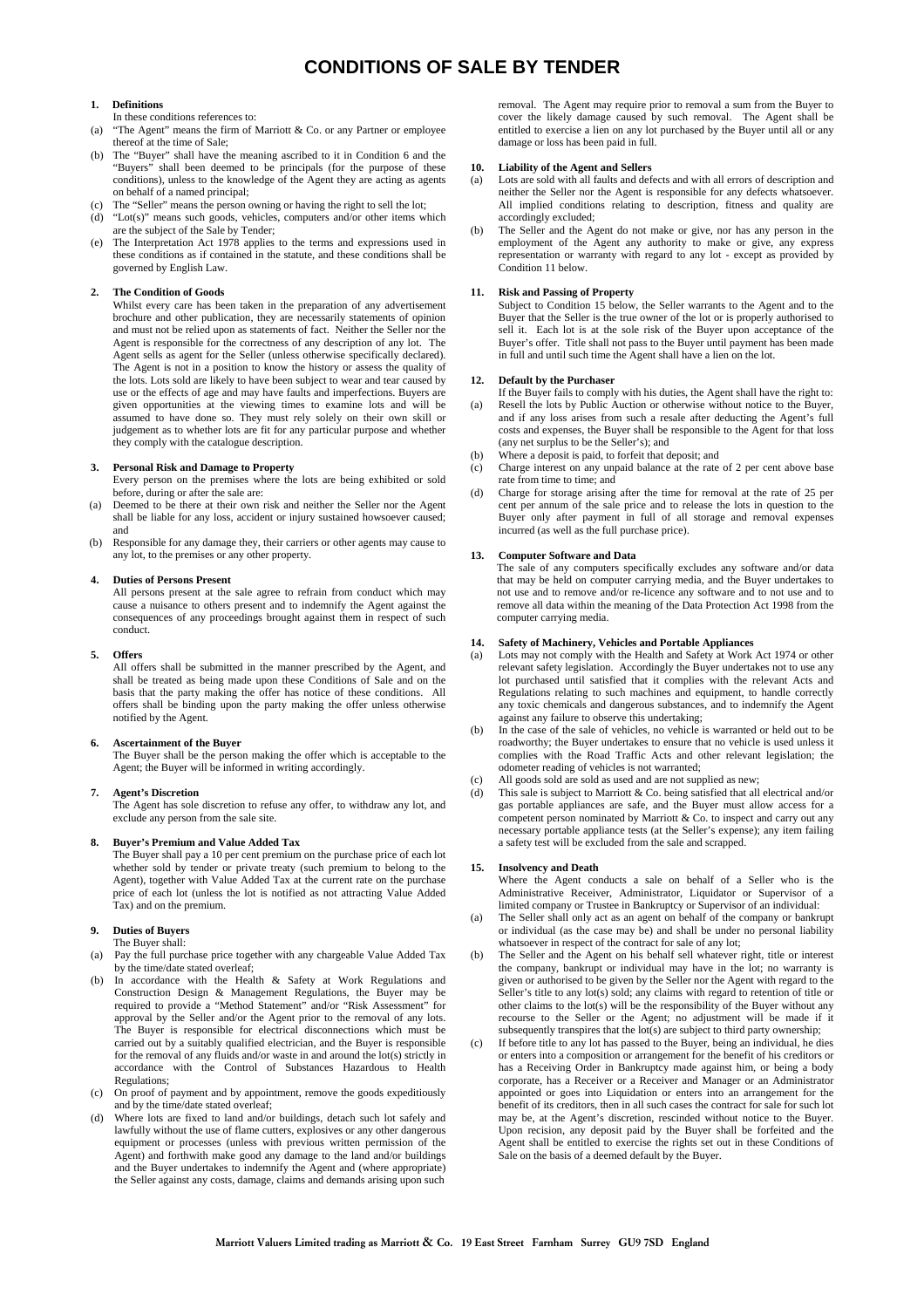# CONDITIONS OF SALE BY TENDER

**1. Definitions**

In these conditions references to:

(a) "The Agent" means the firm of Marriott & Co. or any Partner or employee thereof at the time of Sale;

(b) The "Buyer" shall have the meaning ascribed to it in Condition 6 and the "Buyers" shall been deemed to be principals (for the purpose of these conditions), unless to the knowledge of the Agent they are acting as agents on behalf of a named principal;

(c) The "Seller" means the person owning or having the right to sell the lot;

(d) "Lot(s)" means such goods, vehicles, computers and/or other items which are the subject of the Sale by Tender;

(e) The Interpretation Act 1978 applies to the terms and expressions used in these conditions as if contained in the statute, and these conditions shall be governed by English Law.

**2. The Condition of Goods**

Whilst every care has been taken in the preparation of any advertisement brochure and other publication, they are necessarily statements of opinion and must not be relied upon as statements of fact. Neither the Seller nor the Agent is responsible for the correctness of any description of any lot. The Agent sells as agent for the Seller (unless otherwise specifically declared). The Agent is not in a position to know the history or assess the quality of the lots. Lots sold are likely to have been subject to wear and tear caused by use or the effects of age and may have faults and imperfections. Buyers are given opportunities at the viewing times to examine lots and will be assumed to have done so. They must rely solely on their own skill or judgement as to whether lots are fit for any particular purpose and whether they comply with the catalogue description.

**3. Personal Risk and Damage to Property**

Every person on the premises where the lots are being exhibited or sold before, during or after the sale are:

(a) Deemed to be there at their own risk and neither the Seller nor the Agent shall be liable for any loss, accident or injury sustained howsoever caused; and

(b) Responsible for any damage they, their carriers or other agents may cause to any lot, to the premises or any other property.

**4. Duties of Persons Present**

All persons present at the sale agree to refrain from conduct which may cause a nuisance to others present and to indemnify the Agent against the consequences of any proceedings brought against them in respect of such conduct.

**5. Offers**

All offers shall be submitted in the manner prescribed by the Agent, and shall be treated as being made upon these Conditions of Sale and on the basis that the party making the offer has notice of these conditions. All offers shall be binding upon the party making the offer unless otherwise notified by the Agent.

**6. Ascertainment of the Buyer**

The Buyer shall be the person making the offer which is acceptable to the Agent; the Buyer will be informed in writing accordingly.

**7. Agent's Discretion**

The Agent has sole discretion to refuse any offer, to withdraw any lot, and exclude any person from the sale site.

**8. Buyer's Premium and Value Added Tax**

The Buyer shall pay a 10 per cent premium on the purchase price of each lot whether sold by tender or private treaty (such premium to belong to the Agent), together with Value Added Tax at the current rate on the purchase price of each lot (unless the lot is notified as not attracting Value Added Tax) and on the premium.

**9. Duties of Buyers**

The Buyer shall:

(a) Pay the full purchase price together with any chargeable Value Added Tax by the time/date stated overleaf;

(b) In accordance with the Health & Safety at Work Regulations and Construction Design & Management Regulations, the Buyer may be required to provide a "Method Statement" and/or "Risk Assessment" for approval by the Seller and/or the Agent prior to the removal of any lots. The Buyer is responsible for electrical disconnections which must be carried out by a suitably qualified electrician, and the Buyer is responsible for the removal of any fluids and/or waste in and around the lot(s) strictly in accordance with the Control of Substances Hazardous to Health Regulations;

(c) On proof of payment and by appointment, remove the goods expeditiously and by the time/date stated overleaf;

(d) Where lots are fixed to land and/or buildings, detach such lot safely and lawfully without the use of flame cutters, explosives or any other dangerous equipment or processes (unless with previous written permission of the Agent) and forthwith make good any damage to the land and/or buildings and the Buyer undertakes to indemnify the Agent and (where appropriate) the Seller against any costs, damage, claims and demands arising upon such removal. The Agent may require prior to removal a sum from the Buyer to cover the likely damage caused by such removal. The Agent shall be entitled to exercise a lien on any lot purchased by the Buyer until all or any damage or loss has been paid in full.

**10. Liability of the Agent and Sellers**

(a) Lots are sold with all faults and defects and with all errors of description and neither the Seller nor the Agent is responsible for any defects whatsoever. All implied conditions relating to description, fitness and quality are accordingly excluded;

(b) The Seller and the Agent do not make or give, nor has any person in the employment of the Agent any authority to make or give, any express representation or warranty with regard to any lot - except as provided by Condition 11 below.

**11. Risk and Passing of Property**

Subject to Condition 15 below, the Seller warrants to the Agent and to the Buyer that the Seller is the true owner of the lot or is properly authorised to sell it. Each lot is at the sole risk of the Buyer upon acceptance of the Buyer's offer. Title shall not pass to the Buyer until payment has been made in full and until such time the Agent shall have a lien on the lot.

**12. Default by the Purchaser**

If the Buyer fails to comply with his duties, the Agent shall have the right to:

(a) Resell the lots by Public Auction or otherwise without notice to the Buyer, and if any loss arises from such a resale after deducting the Agent's full costs and expenses, the Buyer shall be responsible to the Agent for that loss (any net surplus to be the Seller's); and

(b) Where a deposit is paid, to forfeit that deposit; and

(c) Charge interest on any unpaid balance at the rate of 2 per cent above base rate from time to time; and

(d) Charge for storage arising after the time for removal at the rate of 25 per cent per annum of the sale price and to release the lots in question to the Buyer only after payment in full of all storage and removal expenses incurred (as well as the full purchase price).

**13. Computer Software and Data**

The sale of any computers specifically excludes any software and/or data that may be held on computer carrying media, and the Buyer undertakes to not use and to remove and/or re-licence any software and to not use and to remove all data within the meaning of the Data Protection Act 1998 from the computer carrying media.

**14. Safety of Machinery, Vehicles and Portable Appliances**

(a) Lots may not comply with the Health and Safety at Work Act 1974 or other relevant safety legislation. Accordingly the Buyer undertakes not to use any lot purchased until satisfied that it complies with the relevant Acts and Regulations relating to such machines and equipment, to handle correctly any toxic chemicals and dangerous substances, and to indemnify the Agent against any failure to observe this undertaking;

(b) In the case of the sale of vehicles, no vehicle is warranted or held out to be roadworthy; the Buyer undertakes to ensure that no vehicle is used unless it complies with the Road Traffic Acts and other relevant legislation; the odometer reading of vehicles is not warranted;

(c) All goods sold are sold as used and are not supplied as new;

(d) This sale is subject to Marriott & Co. being satisfied that all electrical and/or gas portable appliances are safe, and the Buyer must allow access for a competent person nominated by Marriott & Co. to inspect and carry out any necessary portable appliance tests (at the Seller's expense); any item failing a safety test will be excluded from the sale and scrapped.

**15. Insolvency and Death**

Where the Agent conducts a sale on behalf of a Seller who is the Administrative Receiver, Administrator, Liquidator or Supervisor of a limited company or Trustee in Bankruptcy or Supervisor of an individual:

(a) The Seller shall only act as an agent on behalf of the company or bankrupt or individual (as the case may be) and shall be under no personal liability whatsoever in respect of the contract for sale of any lot;

(b) The Seller and the Agent on his behalf sell whatever right, title or interest the company, bankrupt or individual may have in the lot; no warranty is given or authorised to be given by the Seller nor the Agent with regard to the Seller's title to any lot(s) sold; any claims with regard to retention of title or other claims to the lot(s) will be the responsibility of the Buyer without any recourse to the Seller or the Agent; no adjustment will be made if it subsequently transpires that the lot(s) are subject to third party ownership;

(c) If before title to any lot has passed to the Buyer, being an individual, he dies or enters into a composition or arrangement for the benefit of his creditors or has a Receiving Order in Bankruptcy made against him, or being a body corporate, has a Receiver or a Receiver and Manager or an Administrator appointed or goes into Liquidation or enters into an arrangement for the benefit of its creditors, then in all such cases the contract for sale for such lot may be, at the Agent's discretion, rescinded without notice to the Buyer. Upon recision, any deposit paid by the Buyer shall be forfeited and the Agent shall be entitled to exercise the rights set out in these Conditions of Sale on the basis of a deemed default by the Buyer.

Marriott Valuers Limited trading as Marriott & Co. 19 East Street Farnham Surrey GU9 7SD England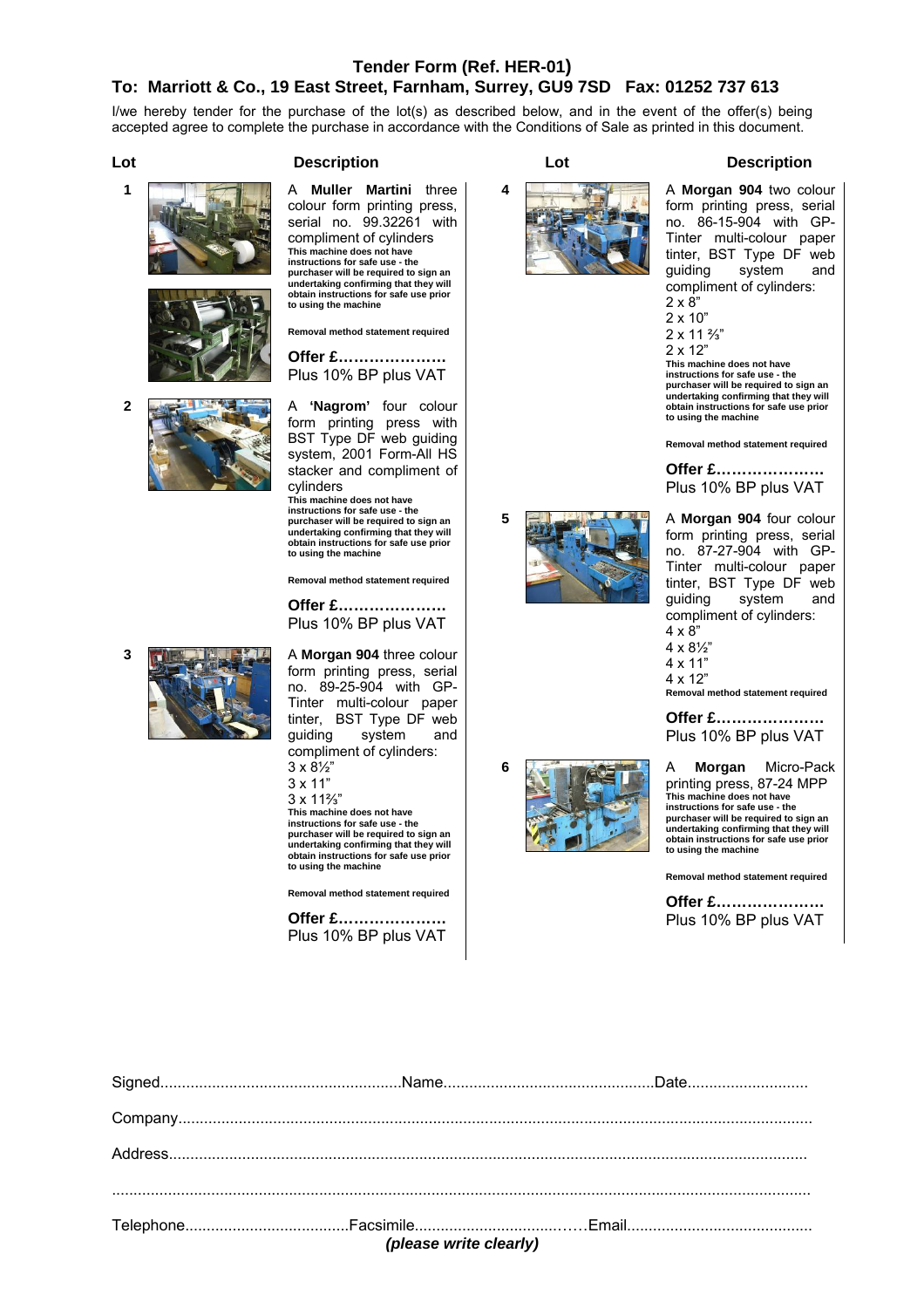## Tender Form (Ref. HER-01)

## To: Marriott & Co., 19 East Street, Farnham, Surrey, GU9 7SD Fax: 01252 737 613

I/we hereby tender for the purchase of the lot(s) as described below, and in the event of the offer(s) being accepted agree to complete the purchase in accordance with the Conditions of Sale as printed in this document.

| Lot | Description |
|---|---|
| 1 | A **Muller Martini** three colour form printing press, serial no. 99.32261 with compliment of cylinders<br>**This machine does not have instructions for safe use - the purchaser will be required to sign an undertaking confirming that they will obtain instructions for safe use prior to using the machine**<br>**Removal method statement required**<br>**Offer £…………………**<br>Plus 10% BP plus VAT |
| 2 | A **'Nagrom'** four colour form printing press with BST Type DF web guiding system, 2001 Form-All HS stacker and compliment of cylinders<br>**This machine does not have instructions for safe use - the purchaser will be required to sign an undertaking confirming that they will obtain instructions for safe use prior to using the machine**<br>**Removal method statement required**<br>**Offer £…………………**<br>Plus 10% BP plus VAT |
| 3 | A **Morgan 904** three colour form printing press, serial no. 89-25-904 with GP-Tinter multi-colour paper tinter, BST Type DF web guiding system and compliment of cylinders:<br>3 x 8½"<br>3 x 11"<br>3 x 11⅔"<br>**This machine does not have instructions for safe use - the purchaser will be required to sign an undertaking confirming that they will obtain instructions for safe use prior to using the machine**<br>**Removal method statement required**<br>**Offer £…………………**<br>Plus 10% BP plus VAT |
| 4 | A **Morgan 904** two colour form printing press, serial no. 86-15-904 with GP-Tinter multi-colour paper tinter, BST Type DF web guiding system and compliment of cylinders:<br>2 x 8"<br>2 x 10"<br>2 x 11 ⅔"<br>2 x 12"<br>**This machine does not have instructions for safe use - the purchaser will be required to sign an undertaking confirming that they will obtain instructions for safe use prior to using the machine**<br>**Removal method statement required**<br>**Offer £…………………**<br>Plus 10% BP plus VAT |
| 5 | A **Morgan 904** four colour form printing press, serial no. 87-27-904 with GP-Tinter multi-colour paper tinter, BST Type DF web guiding system and compliment of cylinders:<br>4 x 8"<br>4 x 8½"<br>4 x 11"<br>4 x 12"<br>**Removal method statement required**<br>**Offer £…………………**<br>Plus 10% BP plus VAT |
| 6 | A **Morgan** Micro-Pack printing press, 87-24 MPP<br>**This machine does not have instructions for safe use - the purchaser will be required to sign an undertaking confirming that they will obtain instructions for safe use prior to using the machine**<br>**Removal method statement required**<br>**Offer £…………………**<br>Plus 10% BP plus VAT |

Signed........................................................Name.................................................Date............................

Company..................................................................................................................................................

Address..................................................................................................................................................

.................................................................................................................................................................

Telephone.....................................Facsimile.................................……Email...........................................

***(please write clearly)***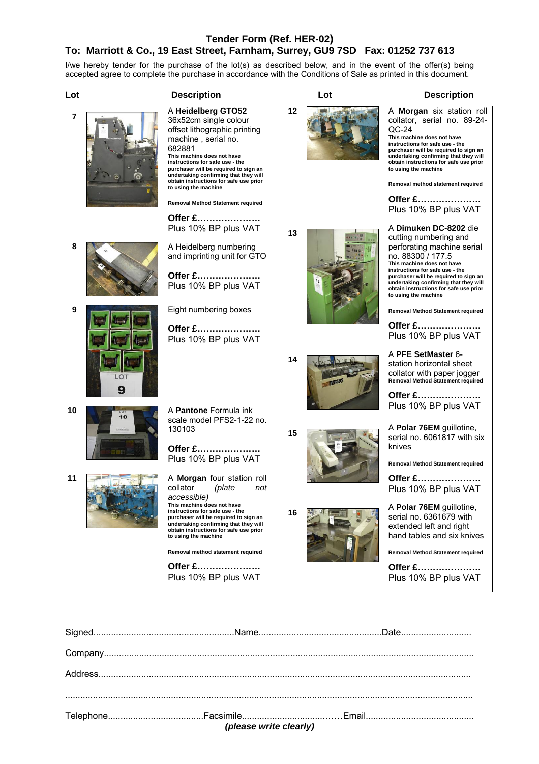## Tender Form (Ref. HER-02)

## To: Marriott & Co., 19 East Street, Farnham, Surrey, GU9 7SD Fax: 01252 737 613

I/we hereby tender for the purchase of the lot(s) as described below, and in the event of the offer(s) being accepted agree to complete the purchase in accordance with the Conditions of Sale as printed in this document.

| Lot | Description |
|---|---|
| 7 | A **Heidelberg GTO52** 36x52cm single colour offset lithographic printing machine , serial no. 682881<br>**This machine does not have instructions for safe use - the purchaser will be required to sign an undertaking confirming that they will obtain instructions for safe use prior to using the machine**<br>**Removal Method Statement required**<br>**Offer £…………………**<br>Plus 10% BP plus VAT |
| 8 | A Heidelberg numbering and imprinting unit for GTO<br>**Offer £…………………**<br>Plus 10% BP plus VAT |
| 9 | Eight numbering boxes<br>**Offer £…………………**<br>Plus 10% BP plus VAT |
| 10 | A **Pantone** Formula ink scale model PFS2-1-22 no. 130103<br>**Offer £…………………**<br>Plus 10% BP plus VAT |
| 11 | A **Morgan** four station roll collator *(plate not accessible)*<br>**This machine does not have instructions for safe use - the purchaser will be required to sign an undertaking confirming that they will obtain instructions for safe use prior to using the machine**<br>**Removal method statement required**<br>**Offer £…………………**<br>Plus 10% BP plus VAT |
| 12 | A **Morgan** six station roll collator, serial no. 89-24-QC-24<br>**This machine does not have instructions for safe use - the purchaser will be required to sign an undertaking confirming that they will obtain instructions for safe use prior to using the machine**<br>**Removal method statement required**<br>**Offer £…………………**<br>Plus 10% BP plus VAT |
| 13 | A **Dimuken DC-8202** die cutting numbering and perforating machine serial no. 88300 / 177.5<br>**This machine does not have instructions for safe use - the purchaser will be required to sign an undertaking confirming that they will obtain instructions for safe use prior to using the machine**<br>**Removal Method Statement required**<br>**Offer £…………………**<br>Plus 10% BP plus VAT |
| 14 | A **PFE SetMaster** 6-station horizontal sheet collator with paper jogger<br>**Removal Method Statement required**<br>**Offer £…………………**<br>Plus 10% BP plus VAT |
| 15 | A **Polar 76EM** guillotine, serial no. 6061817 with six knives<br>**Removal Method Statement required**<br>**Offer £…………………**<br>Plus 10% BP plus VAT |
| 16 | A **Polar 76EM** guillotine, serial no. 6361679 with extended left and right hand tables and six knives<br>**Removal Method Statement required**<br>**Offer £…………………**<br>Plus 10% BP plus VAT |

Signed.......................................................Name................................................Date...........................

Company.................................................................................................................................................

Address.................................................................................................................................................

.................................................................................................................................................................

Telephone.....................................Facsimile....................................Email..........................................

***(please write clearly)***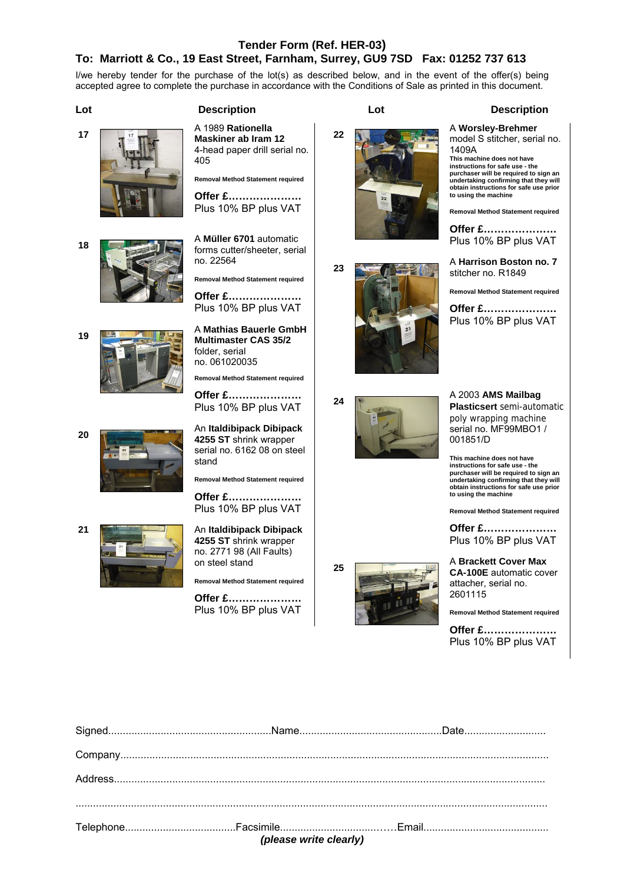## Tender Form (Ref. HER-03)

## To: Marriott & Co., 19 East Street, Farnham, Surrey, GU9 7SD Fax: 01252 737 613

I/we hereby tender for the purchase of the lot(s) as described below, and in the event of the offer(s) being accepted agree to complete the purchase in accordance with the Conditions of Sale as printed in this document.

| Lot | Description |
|---|---|
| 17 | A 1989 **Rationella Maskiner ab Iram 12** 4-head paper drill serial no. 405<br><br>**Removal Method Statement required**<br><br>**Offer £…………………**<br>Plus 10% BP plus VAT |
| 18 | A **Müller 6701** automatic forms cutter/sheeter, serial no. 22564<br><br>**Removal Method Statement required**<br><br>**Offer £…………………**<br>Plus 10% BP plus VAT |
| 19 | A **Mathias Bauerle GmbH Multimaster CAS 35/2** folder, serial no. 061020035<br><br>**Removal Method Statement required**<br><br>**Offer £…………………**<br>Plus 10% BP plus VAT |
| 20 | An **Italdibipack Dibipack 4255 ST** shrink wrapper serial no. 6162 08 on steel stand<br><br>**Removal Method Statement required**<br><br>**Offer £…………………**<br>Plus 10% BP plus VAT |
| 21 | An **Italdibipack Dibipack 4255 ST** shrink wrapper no. 2771 98 (All Faults) on steel stand<br><br>**Removal Method Statement required**<br><br>**Offer £…………………**<br>Plus 10% BP plus VAT |
| 22 | A **Worsley-Brehmer** model S stitcher, serial no. 1409A<br><br>**This machine does not have instructions for safe use - the purchaser will be required to sign an undertaking confirming that they will obtain instructions for safe use prior to using the machine**<br><br>**Removal Method Statement required**<br><br>**Offer £…………………**<br>Plus 10% BP plus VAT |
| 23 | A **Harrison Boston no. 7** stitcher no. R1849<br><br>**Removal Method Statement required**<br><br>**Offer £…………………**<br>Plus 10% BP plus VAT |
| 24 | A 2003 **AMS Mailbag Plasticsert** semi-automatic poly wrapping machine serial no. MF99MBO1 / 001851/D<br><br>**This machine does not have instructions for safe use - the purchaser will be required to sign an undertaking confirming that they will obtain instructions for safe use prior to using the machine**<br><br>**Removal Method Statement required**<br><br>**Offer £…………………**<br>Plus 10% BP plus VAT |
| 25 | A **Brackett Cover Max CA-100E** automatic cover attacher, serial no. 2601115<br><br>**Removal Method Statement required**<br><br>**Offer £…………………**<br>Plus 10% BP plus VAT |

Signed........................................................Name.................................................Date............................

Company..................................................................................................................................................

Address..................................................................................................................................................

...............................................................................................................................................................

Telephone......................................Facsimile.....................................Email...........................................

*(please write clearly)*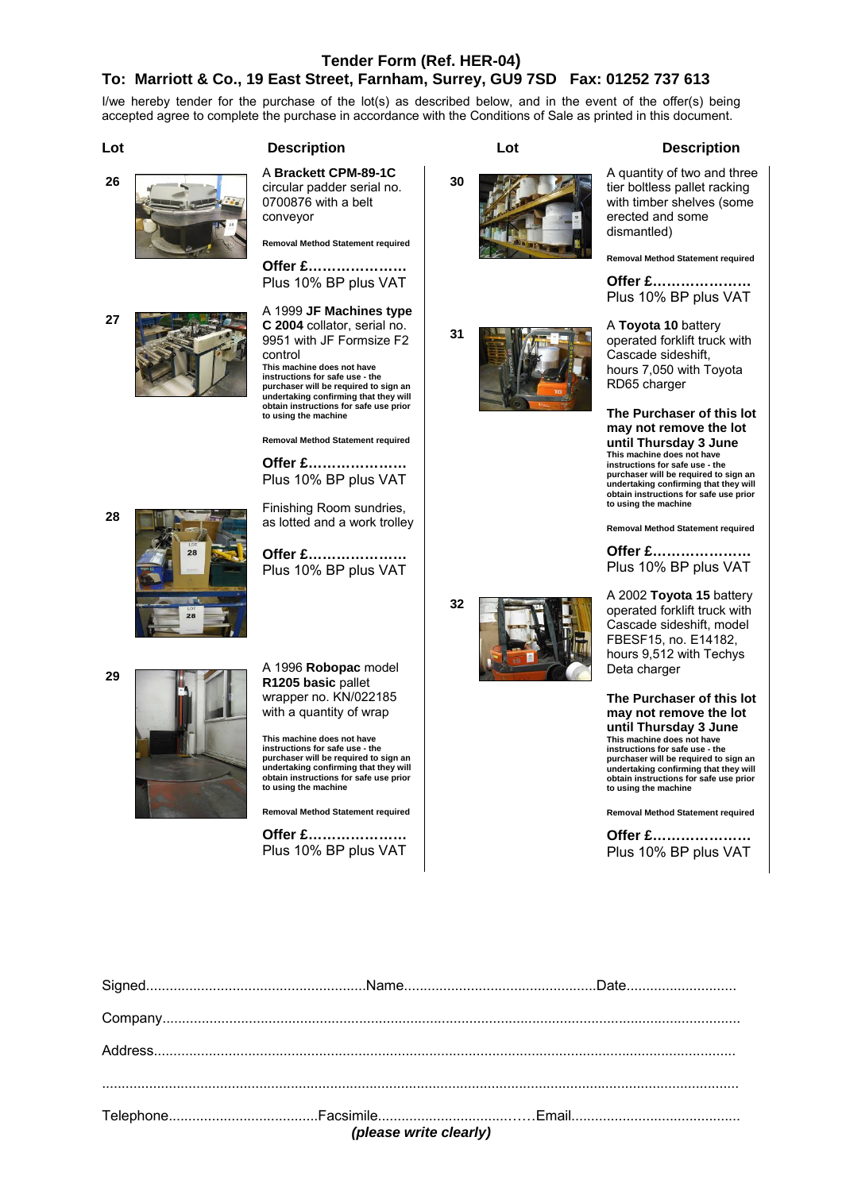## Tender Form (Ref. HER-04)

## To: Marriott & Co., 19 East Street, Farnham, Surrey, GU9 7SD Fax: 01252 737 613

I/we hereby tender for the purchase of the lot(s) as described below, and in the event of the offer(s) being accepted agree to complete the purchase in accordance with the Conditions of Sale as printed in this document.

| Lot | Description |
|---|---|
| **26** | A **Brackett CPM-89-1C** circular padder serial no. 0700876 with a belt conveyor<br>**Removal Method Statement required**<br>**Offer £…………………**<br>Plus 10% BP plus VAT |
| **27** | A 1999 **JF Machines type C 2004** collator, serial no. 9951 with JF Formsize F2 control<br>**This machine does not have instructions for safe use - the purchaser will be required to sign an undertaking confirming that they will obtain instructions for safe use prior to using the machine**<br>**Removal Method Statement required**<br>**Offer £…………………**<br>Plus 10% BP plus VAT |
| **28** | Finishing Room sundries, as lotted and a work trolley<br>**Offer £…………………**<br>Plus 10% BP plus VAT |
| **29** | A 1996 **Robopac** model **R1205 basic** pallet wrapper no. KN/022185 with a quantity of wrap<br>**This machine does not have instructions for safe use - the purchaser will be required to sign an undertaking confirming that they will obtain instructions for safe use prior to using the machine**<br>**Removal Method Statement required**<br>**Offer £…………………**<br>Plus 10% BP plus VAT |
| **30** | A quantity of two and three tier boltless pallet racking with timber shelves (some erected and some dismantled)<br>**Removal Method Statement required**<br>**Offer £…………………**<br>Plus 10% BP plus VAT |
| **31** | A **Toyota 10** battery operated forklift truck with Cascade sideshift, hours 7,050 with Toyota RD65 charger<br>**The Purchaser of this lot may not remove the lot until Thursday 3 June**<br>**This machine does not have instructions for safe use - the purchaser will be required to sign an undertaking confirming that they will obtain instructions for safe use prior to using the machine**<br>**Removal Method Statement required**<br>**Offer £…………………**<br>Plus 10% BP plus VAT |
| **32** | A 2002 **Toyota 15** battery operated forklift truck with Cascade sideshift, model FBESF15, no. E14182, hours 9,512 with Techys Deta charger<br>**The Purchaser of this lot may not remove the lot until Thursday 3 June**<br>**This machine does not have instructions for safe use - the purchaser will be required to sign an undertaking confirming that they will obtain instructions for safe use prior to using the machine**<br>**Removal Method Statement required**<br>**Offer £…………………**<br>Plus 10% BP plus VAT |

Signed........................................................Name.................................................Date............................

Company.................................................................................................................................................

Address..................................................................................................................................................

...............................................................................................................................................................

Telephone.....................................Facsimile....................................Email...........................................

***(please write clearly)***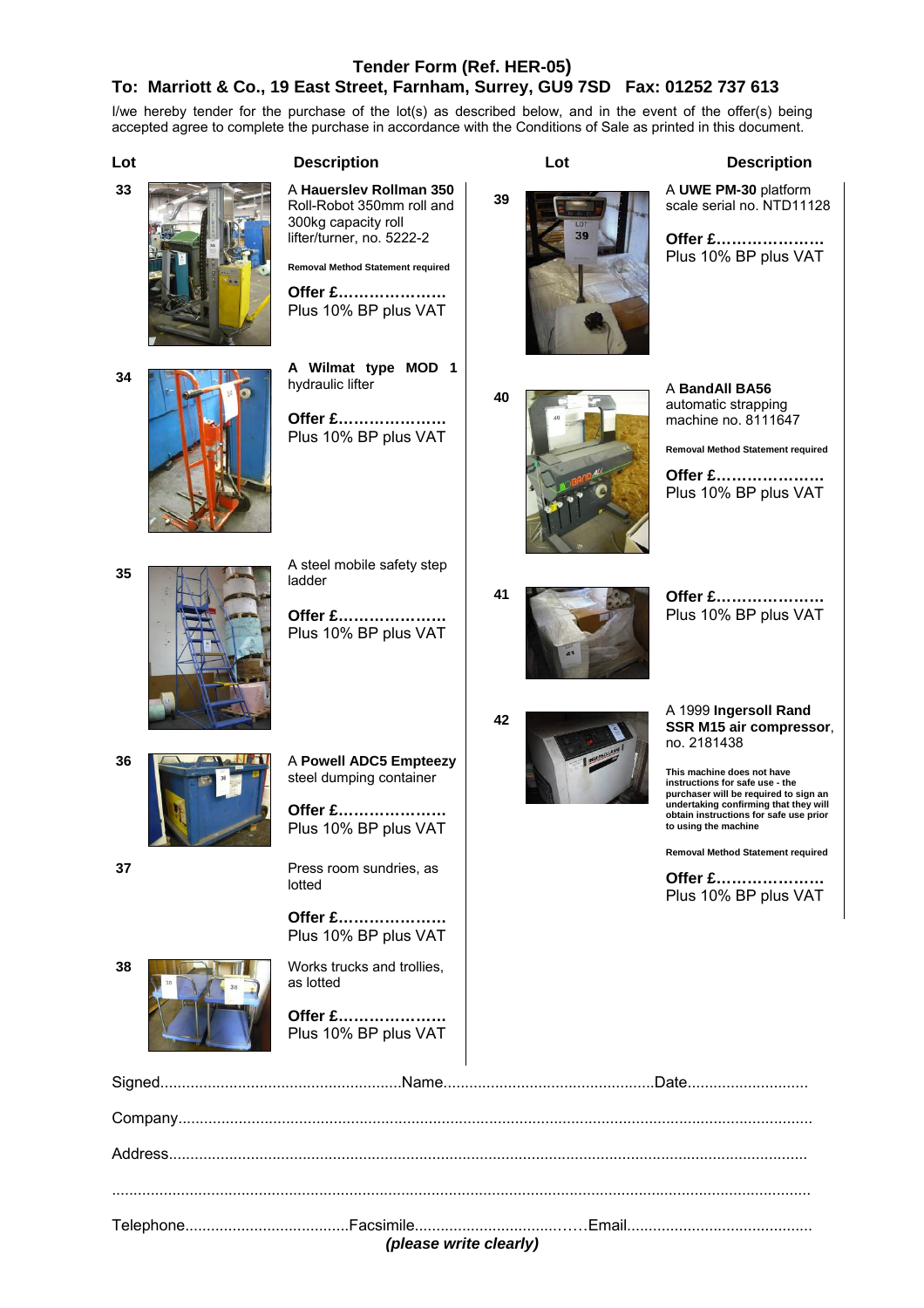## Tender Form (Ref. HER-05)

## To: Marriott & Co., 19 East Street, Farnham, Surrey, GU9 7SD Fax: 01252 737 613

I/we hereby tender for the purchase of the lot(s) as described below, and in the event of the offer(s) being accepted agree to complete the purchase in accordance with the Conditions of Sale as printed in this document.

| Lot | Description |
|---|---|
| 33 | A **Hauerslev Rollman 350** Roll-Robot 350mm roll and 300kg capacity roll lifter/turner, no. 5222-2<br><br>**Removal Method Statement required**<br><br>**Offer £…………………**<br>Plus 10% BP plus VAT |
| 34 | **A Wilmat type MOD 1** hydraulic lifter<br><br>**Offer £…………………**<br>Plus 10% BP plus VAT |
| 35 | A steel mobile safety step ladder<br><br>**Offer £…………………**<br>Plus 10% BP plus VAT |
| 36 | A **Powell ADC5 Empteezy** steel dumping container<br><br>**Offer £…………………**<br>Plus 10% BP plus VAT |
| 37 | Press room sundries, as lotted<br><br>**Offer £…………………**<br>Plus 10% BP plus VAT |
| 38 | Works trucks and trollies, as lotted<br><br>**Offer £…………………**<br>Plus 10% BP plus VAT |
| 39 | A **UWE PM-30** platform scale serial no. NTD11128<br><br>**Offer £…………………**<br>Plus 10% BP plus VAT |
| 40 | A **BandAll BA56** automatic strapping machine no. 8111647<br><br>**Removal Method Statement required**<br><br>**Offer £…………………**<br>Plus 10% BP plus VAT |
| 41 | **Offer £…………………**<br>Plus 10% BP plus VAT |
| 42 | A 1999 **Ingersoll Rand SSR M15 air compressor**, no. 2181438<br><br>**This machine does not have instructions for safe use - the purchaser will be required to sign an undertaking confirming that they will obtain instructions for safe use prior to using the machine**<br><br>**Removal Method Statement required**<br><br>**Offer £…………………**<br>Plus 10% BP plus VAT |

Signed........................................................Name.................................................Date............................

Company..................................................................................................................................................

Address...................................................................................................................................................

.................................................................................................................................................................

Telephone......................................Facsimile...................................……Email...........................................

***(please write clearly)***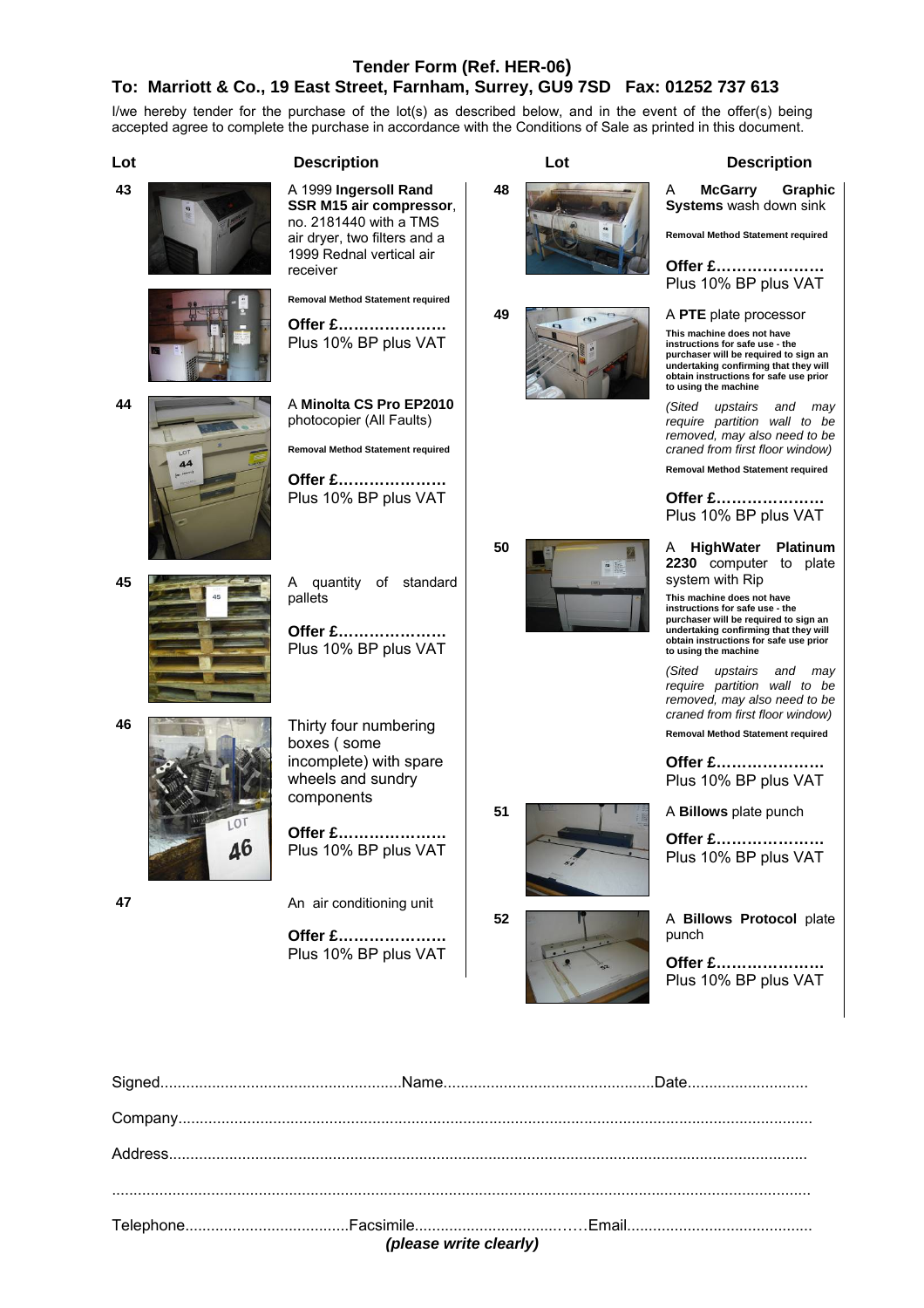## Tender Form (Ref. HER-06)

## To: Marriott & Co., 19 East Street, Farnham, Surrey, GU9 7SD Fax: 01252 737 613

I/we hereby tender for the purchase of the lot(s) as described below, and in the event of the offer(s) being accepted agree to complete the purchase in accordance with the Conditions of Sale as printed in this document.

| Lot | Description |
|---|---|
| 43 | A 1999 **Ingersoll Rand SSR M15 air compressor**, no. 2181440 with a TMS air dryer, two filters and a 1999 Rednal vertical air receiver<br>**Removal Method Statement required**<br>**Offer £…………………**<br>Plus 10% BP plus VAT |
| 44 | A **Minolta CS Pro EP2010** photocopier (All Faults)<br>**Removal Method Statement required**<br>**Offer £…………………**<br>Plus 10% BP plus VAT |
| 45 | A quantity of standard pallets<br>**Offer £…………………**<br>Plus 10% BP plus VAT |
| 46 | Thirty four numbering boxes ( some incomplete) with spare wheels and sundry components<br>**Offer £…………………**<br>Plus 10% BP plus VAT |
| 47 | An air conditioning unit<br>**Offer £…………………**<br>Plus 10% BP plus VAT |
| 48 | A **McGarry Graphic Systems** wash down sink<br>**Removal Method Statement required**<br>**Offer £…………………**<br>Plus 10% BP plus VAT |
| 49 | A **PTE** plate processor<br>**This machine does not have instructions for safe use - the purchaser will be required to sign an undertaking confirming that they will obtain instructions for safe use prior to using the machine**<br>*(Sited upstairs and may require partition wall to be removed, may also need to be craned from first floor window)*<br>**Removal Method Statement required**<br>**Offer £…………………**<br>Plus 10% BP plus VAT |
| 50 | A **HighWater Platinum 2230** computer to plate system with Rip<br>**This machine does not have instructions for safe use - the purchaser will be required to sign an undertaking confirming that they will obtain instructions for safe use prior to using the machine**<br>*(Sited upstairs and may require partition wall to be removed, may also need to be craned from first floor window)*<br>**Removal Method Statement required**<br>**Offer £…………………**<br>Plus 10% BP plus VAT |
| 51 | A **Billows** plate punch<br>**Offer £…………………**<br>Plus 10% BP plus VAT |
| 52 | A **Billows Protocol** plate punch<br>**Offer £…………………**<br>Plus 10% BP plus VAT |

Signed........................................................Name.................................................Date............................

Company.................................................................................................................................................

Address..................................................................................................................................................

..............................................................................................................................................................

Telephone......................................Facsimile..................................……Email...........................................

***(please write clearly)***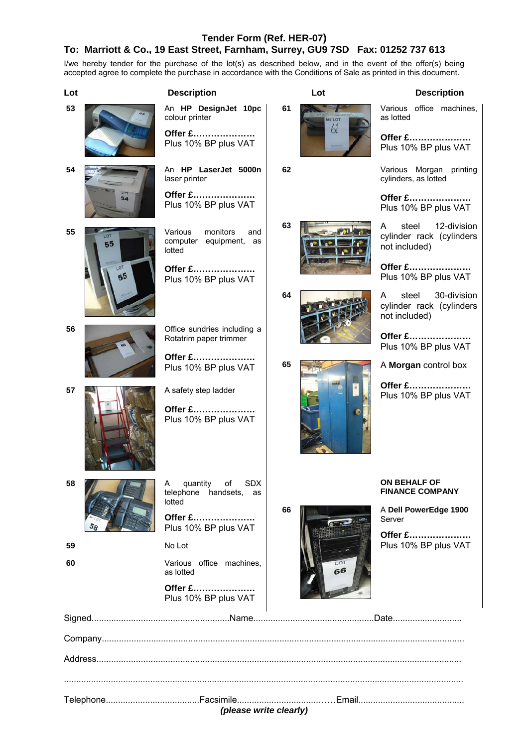# Tender Form (Ref. HER-07)

## To: Marriott & Co., 19 East Street, Farnham, Surrey, GU9 7SD Fax: 01252 737 613

I/we hereby tender for the purchase of the lot(s) as described below, and in the event of the offer(s) being accepted agree to complete the purchase in accordance with the Conditions of Sale as printed in this document.

| Lot | Description |
|---|---|
| 53 | An **HP DesignJet 10pc** colour printer<br>**Offer £…………………**<br>Plus 10% BP plus VAT |
| 54 | An **HP LaserJet 5000n** laser printer<br>**Offer £…………………**<br>Plus 10% BP plus VAT |
| 55 | Various monitors and computer equipment, as lotted<br>**Offer £…………………**<br>Plus 10% BP plus VAT |
| 56 | Office sundries including a Rotatrim paper trimmer<br>**Offer £…………………**<br>Plus 10% BP plus VAT |
| 57 | A safety step ladder<br>**Offer £…………………**<br>Plus 10% BP plus VAT |
| 58 | A quantity of SDX telephone handsets, as lotted<br>**Offer £…………………**<br>Plus 10% BP plus VAT |
| 59 | No Lot |
| 60 | Various office machines, as lotted<br>**Offer £…………………**<br>Plus 10% BP plus VAT |
| 61 | Various office machines, as lotted<br>**Offer £…………………**<br>Plus 10% BP plus VAT |
| 62 | Various Morgan printing cylinders, as lotted<br>**Offer £…………………**<br>Plus 10% BP plus VAT |
| 63 | A steel 12-division cylinder rack (cylinders not included)<br>**Offer £…………………**<br>Plus 10% BP plus VAT |
| 64 | A steel 30-division cylinder rack (cylinders not included)<br>**Offer £…………………**<br>Plus 10% BP plus VAT |
| 65 | A **Morgan** control box<br>**Offer £…………………**<br>Plus 10% BP plus VAT |

**ON BEHALF OF FINANCE COMPANY**

| Lot | Description |
|---|---|
| 66 | A **Dell PowerEdge 1900** Server<br>**Offer £…………………**<br>Plus 10% BP plus VAT |

Signed........................................................Name................................................Date............................

Company.................................................................................................................................................

Address.................................................................................................................................................

.............................................................................................................................................................

Telephone.....................................Facsimile....................................Email..........................................

***(please write clearly)***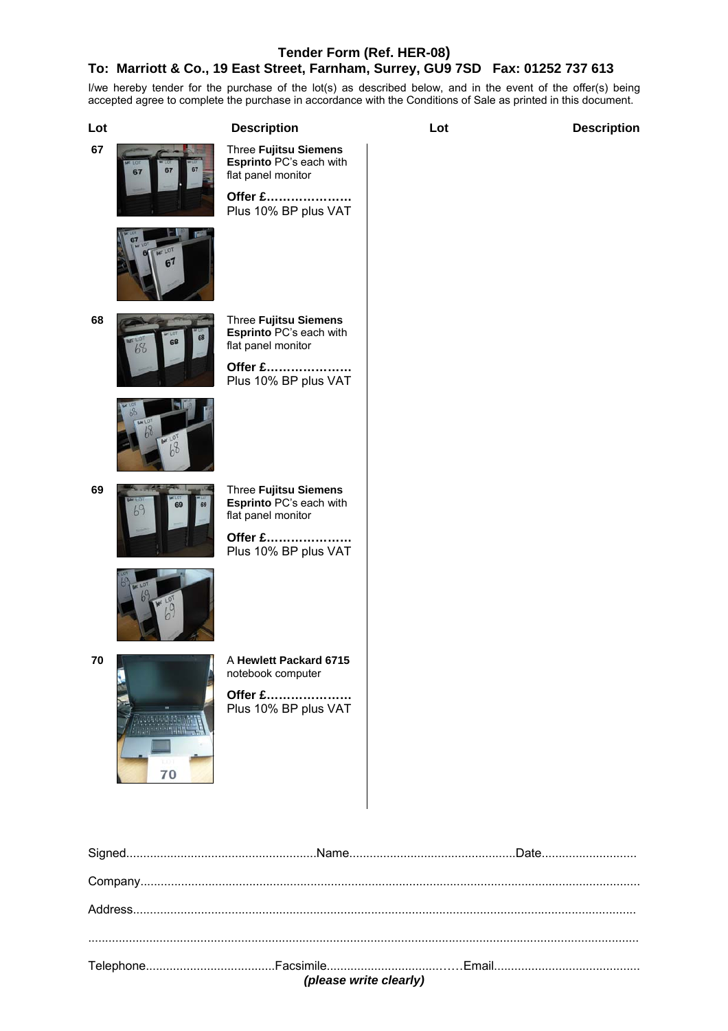## Tender Form (Ref. HER-08)

## To: Marriott & Co., 19 East Street, Farnham, Surrey, GU9 7SD Fax: 01252 737 613

I/we hereby tender for the purchase of the lot(s) as described below, and in the event of the offer(s) being accepted agree to complete the purchase in accordance with the Conditions of Sale as printed in this document.

| Lot | Description | Lot | Description |
|---|---|---|---|
| 67 | Three **Fujitsu Siemens Esprinto** PC's each with flat panel monitor<br>**Offer £…………………**<br>Plus 10% BP plus VAT | | |
| 68 | Three **Fujitsu Siemens Esprinto** PC's each with flat panel monitor<br>**Offer £…………………**<br>Plus 10% BP plus VAT | | |
| 69 | Three **Fujitsu Siemens Esprinto** PC's each with flat panel monitor<br>**Offer £…………………**<br>Plus 10% BP plus VAT | | |
| 70 | A **Hewlett Packard 6715** notebook computer<br>**Offer £…………………**<br>Plus 10% BP plus VAT | | |

Signed........................................................Name.................................................Date............................

Company...............................................................................................................................................

Address.................................................................................................................................................

...............................................................................................................................................................

Telephone.....................................Facsimile...................................……Email...........................................

***(please write clearly)***